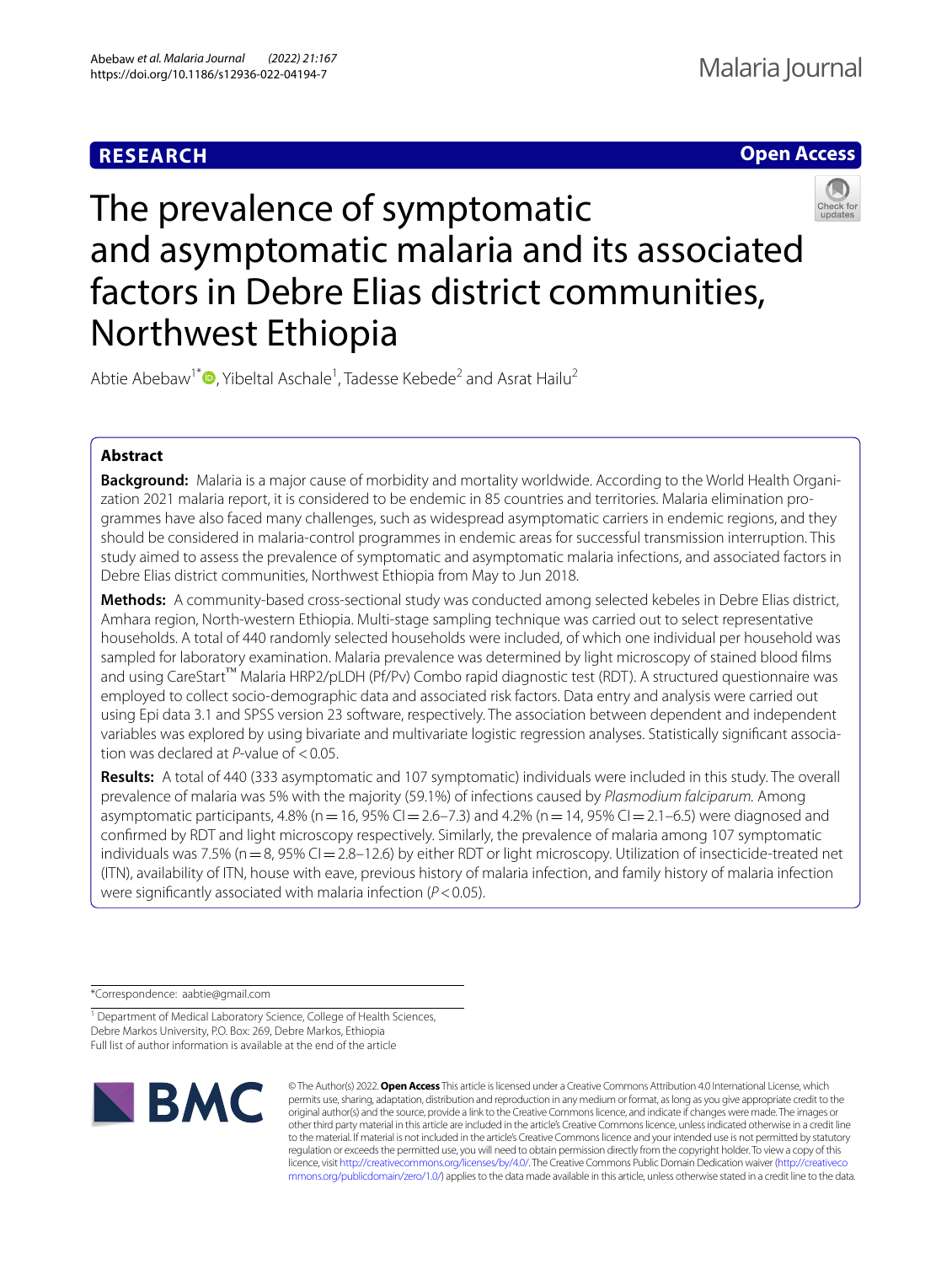**RESEARCH** **Open Access**

# The prevalence of symptomatic and asymptomatic malaria and its associated factors in Debre Elias district communities, Northwest Ethiopia

Abtie Abebaw[1*], Yibeltal Aschale[1], Tadesse Kebede[2] and Asrat Hailu[2]

## Abstract

**Background:** Malaria is a major cause of morbidity and mortality worldwide. According to the World Health Organization 2021 malaria report, it is considered to be endemic in 85 countries and territories. Malaria elimination programmes have also faced many challenges, such as widespread asymptomatic carriers in endemic regions, and they should be considered in malaria-control programmes in endemic areas for successful transmission interruption. This study aimed to assess the prevalence of symptomatic and asymptomatic malaria infections, and associated factors in Debre Elias district communities, Northwest Ethiopia from May to Jun 2018.

**Methods:** A community-based cross-sectional study was conducted among selected kebeles in Debre Elias district, Amhara region, North-western Ethiopia. Multi-stage sampling technique was carried out to select representative households. A total of 440 randomly selected households were included, of which one individual per household was sampled for laboratory examination. Malaria prevalence was determined by light microscopy of stained blood films and using CareStart™ Malaria HRP2/pLDH (Pf/Pv) Combo rapid diagnostic test (RDT). A structured questionnaire was employed to collect socio-demographic data and associated risk factors. Data entry and analysis were carried out using Epi data 3.1 and SPSS version 23 software, respectively. The association between dependent and independent variables was explored by using bivariate and multivariate logistic regression analyses. Statistically significant association was declared at *P*-value of < 0.05.

**Results:** A total of 440 (333 asymptomatic and 107 symptomatic) individuals were included in this study. The overall prevalence of malaria was 5% with the majority (59.1%) of infections caused by *Plasmodium falciparum*. Among asymptomatic participants, 4.8% (n = 16, 95% CI = 2.6–7.3) and 4.2% (n = 14, 95% CI = 2.1–6.5) were diagnosed and confirmed by RDT and light microscopy respectively. Similarly, the prevalence of malaria among 107 symptomatic individuals was 7.5% (n = 8, 95% CI = 2.8–12.6) by either RDT or light microscopy. Utilization of insecticide-treated net (ITN), availability of ITN, house with eave, previous history of malaria infection, and family history of malaria infection were significantly associated with malaria infection (*P* < 0.05).

*Correspondence: aabtie@gmail.com

[1] Department of Medical Laboratory Science, College of Health Sciences, Debre Markos University, P.O. Box: 269, Debre Markos, Ethiopia
Full list of author information is available at the end of the article

© The Author(s) 2022. **Open Access** This article is licensed under a Creative Commons Attribution 4.0 International License, which permits use, sharing, adaptation, distribution and reproduction in any medium or format, as long as you give appropriate credit to the original author(s) and the source, provide a link to the Creative Commons licence, and indicate if changes were made. The images or other third party material in this article are included in the article's Creative Commons licence, unless indicated otherwise in a credit line to the material. If material is not included in the article's Creative Commons licence and your intended use is not permitted by statutory regulation or exceeds the permitted use, you will need to obtain permission directly from the copyright holder. To view a copy of this licence, visit http://creativecommons.org/licenses/by/4.0/. The Creative Commons Public Domain Dedication waiver (http://creativecommons.org/publicdomain/zero/1.0/) applies to the data made available in this article, unless otherwise stated in a credit line to the data.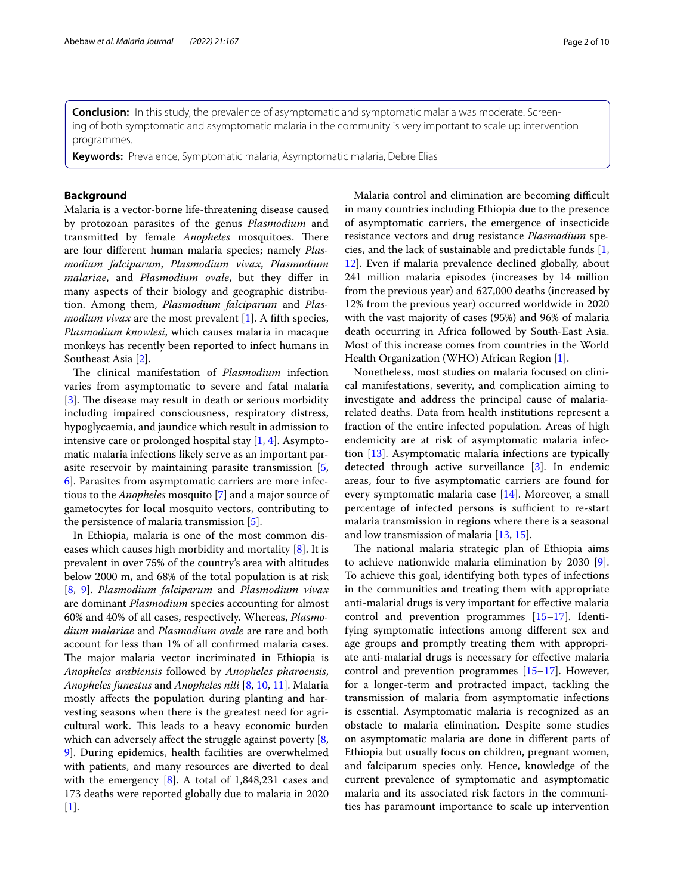**Conclusion:** In this study, the prevalence of asymptomatic and symptomatic malaria was moderate. Screening of both symptomatic and asymptomatic malaria in the community is very important to scale up intervention programmes.

**Keywords:** Prevalence, Symptomatic malaria, Asymptomatic malaria, Debre Elias

## Background

Malaria is a vector-borne life-threatening disease caused by protozoan parasites of the genus *Plasmodium* and transmitted by female *Anopheles* mosquitoes. There are four different human malaria species; namely *Plasmodium falciparum*, *Plasmodium vivax*, *Plasmodium malariae*, and *Plasmodium ovale*, but they differ in many aspects of their biology and geographic distribution. Among them, *Plasmodium falciparum* and *Plasmodium vivax* are the most prevalent [1]. A fifth species, *Plasmodium knowlesi*, which causes malaria in macaque monkeys has recently been reported to infect humans in Southeast Asia [2].

The clinical manifestation of *Plasmodium* infection varies from asymptomatic to severe and fatal malaria [3]. The disease may result in death or serious morbidity including impaired consciousness, respiratory distress, hypoglycaemia, and jaundice which result in admission to intensive care or prolonged hospital stay [1, 4]. Asymptomatic malaria infections likely serve as an important parasite reservoir by maintaining parasite transmission [5, 6]. Parasites from asymptomatic carriers are more infectious to the *Anopheles* mosquito [7] and a major source of gametocytes for local mosquito vectors, contributing to the persistence of malaria transmission [5].

In Ethiopia, malaria is one of the most common diseases which causes high morbidity and mortality [8]. It is prevalent in over 75% of the country's area with altitudes below 2000 m, and 68% of the total population is at risk [8, 9]. *Plasmodium falciparum* and *Plasmodium vivax* are dominant *Plasmodium* species accounting for almost 60% and 40% of all cases, respectively. Whereas, *Plasmodium malariae* and *Plasmodium ovale* are rare and both account for less than 1% of all confirmed malaria cases. The major malaria vector incriminated in Ethiopia is *Anopheles arabiensis* followed by *Anopheles pharoensis*, *Anopheles funestus* and *Anopheles nili* [8, 10, 11]. Malaria mostly affects the population during planting and harvesting seasons when there is the greatest need for agricultural work. This leads to a heavy economic burden which can adversely affect the struggle against poverty [8, 9]. During epidemics, health facilities are overwhelmed with patients, and many resources are diverted to deal with the emergency [8]. A total of 1,848,231 cases and 173 deaths were reported globally due to malaria in 2020 [1].

Malaria control and elimination are becoming difficult in many countries including Ethiopia due to the presence of asymptomatic carriers, the emergence of insecticide resistance vectors and drug resistance *Plasmodium* species, and the lack of sustainable and predictable funds [1, 12]. Even if malaria prevalence declined globally, about 241 million malaria episodes (increases by 14 million from the previous year) and 627,000 deaths (increased by 12% from the previous year) occurred worldwide in 2020 with the vast majority of cases (95%) and 96% of malaria death occurring in Africa followed by South-East Asia. Most of this increase comes from countries in the World Health Organization (WHO) African Region [1].

Nonetheless, most studies on malaria focused on clinical manifestations, severity, and complication aiming to investigate and address the principal cause of malaria-related deaths. Data from health institutions represent a fraction of the entire infected population. Areas of high endemicity are at risk of asymptomatic malaria infection [13]. Asymptomatic malaria infections are typically detected through active surveillance [3]. In endemic areas, four to five asymptomatic carriers are found for every symptomatic malaria case [14]. Moreover, a small percentage of infected persons is sufficient to re-start malaria transmission in regions where there is a seasonal and low transmission of malaria [13, 15].

The national malaria strategic plan of Ethiopia aims to achieve nationwide malaria elimination by 2030 [9]. To achieve this goal, identifying both types of infections in the communities and treating them with appropriate anti-malarial drugs is very important for effective malaria control and prevention programmes [15–17]. Identifying symptomatic infections among different sex and age groups and promptly treating them with appropriate anti-malarial drugs is necessary for effective malaria control and prevention programmes [15–17]. However, for a longer-term and protracted impact, tackling the transmission of malaria from asymptomatic infections is essential. Asymptomatic malaria is recognized as an obstacle to malaria elimination. Despite some studies on asymptomatic malaria are done in different parts of Ethiopia but usually focus on children, pregnant women, and falciparum species only. Hence, knowledge of the current prevalence of symptomatic and asymptomatic malaria and its associated risk factors in the communities has paramount importance to scale up intervention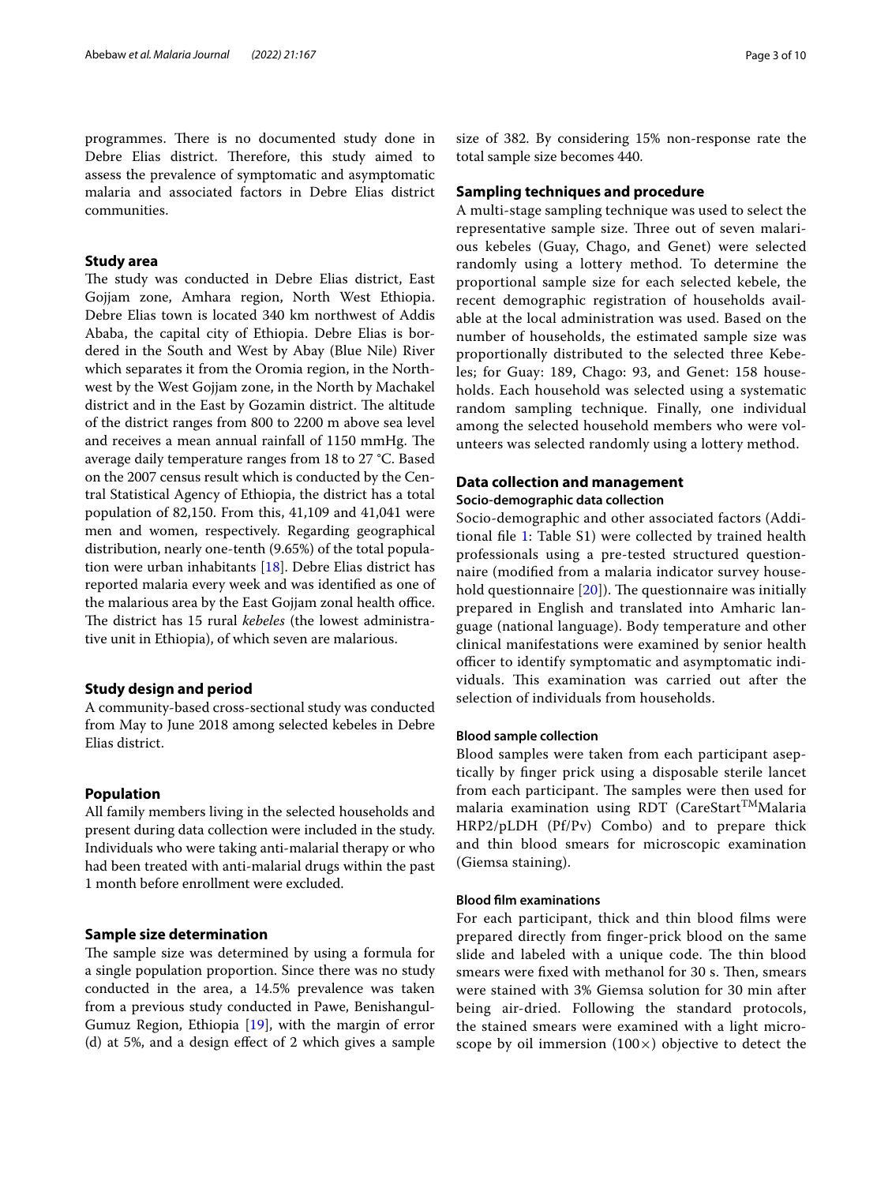programmes. There is no documented study done in Debre Elias district. Therefore, this study aimed to assess the prevalence of symptomatic and asymptomatic malaria and associated factors in Debre Elias district communities.

## Study area

The study was conducted in Debre Elias district, East Gojjam zone, Amhara region, North West Ethiopia. Debre Elias town is located 340 km northwest of Addis Ababa, the capital city of Ethiopia. Debre Elias is bordered in the South and West by Abay (Blue Nile) River which separates it from the Oromia region, in the Northwest by the West Gojjam zone, in the North by Machakel district and in the East by Gozamin district. The altitude of the district ranges from 800 to 2200 m above sea level and receives a mean annual rainfall of 1150 mmHg. The average daily temperature ranges from 18 to 27 °C. Based on the 2007 census result which is conducted by the Central Statistical Agency of Ethiopia, the district has a total population of 82,150. From this, 41,109 and 41,041 were men and women, respectively. Regarding geographical distribution, nearly one-tenth (9.65%) of the total population were urban inhabitants [18]. Debre Elias district has reported malaria every week and was identified as one of the malarious area by the East Gojjam zonal health office. The district has 15 rural *kebeles* (the lowest administrative unit in Ethiopia), of which seven are malarious.

## Study design and period

A community-based cross-sectional study was conducted from May to June 2018 among selected kebeles in Debre Elias district.

## Population

All family members living in the selected households and present during data collection were included in the study. Individuals who were taking anti-malarial therapy or who had been treated with anti-malarial drugs within the past 1 month before enrollment were excluded.

## Sample size determination

The sample size was determined by using a formula for a single population proportion. Since there was no study conducted in the area, a 14.5% prevalence was taken from a previous study conducted in Pawe, Benishangul-Gumuz Region, Ethiopia [19], with the margin of error (d) at 5%, and a design effect of 2 which gives a sample size of 382. By considering 15% non-response rate the total sample size becomes 440.

## Sampling techniques and procedure

A multi-stage sampling technique was used to select the representative sample size. Three out of seven malarious kebeles (Guay, Chago, and Genet) were selected randomly using a lottery method. To determine the proportional sample size for each selected kebele, the recent demographic registration of households available at the local administration was used. Based on the number of households, the estimated sample size was proportionally distributed to the selected three Kebeles; for Guay: 189, Chago: 93, and Genet: 158 households. Each household was selected using a systematic random sampling technique. Finally, one individual among the selected household members who were volunteers was selected randomly using a lottery method.

## Data collection and management

### Socio-demographic data collection

Socio-demographic and other associated factors (Additional file 1: Table S1) were collected by trained health professionals using a pre-tested structured questionnaire (modified from a malaria indicator survey household questionnaire [20]). The questionnaire was initially prepared in English and translated into Amharic language (national language). Body temperature and other clinical manifestations were examined by senior health officer to identify symptomatic and asymptomatic individuals. This examination was carried out after the selection of individuals from households.

### Blood sample collection

Blood samples were taken from each participant aseptically by finger prick using a disposable sterile lancet from each participant. The samples were then used for malaria examination using RDT (CareStart$^{TM}$Malaria HRP2/pLDH (Pf/Pv) Combo) and to prepare thick and thin blood smears for microscopic examination (Giemsa staining).

### Blood film examinations

For each participant, thick and thin blood films were prepared directly from finger-prick blood on the same slide and labeled with a unique code. The thin blood smears were fixed with methanol for 30 s. Then, smears were stained with 3% Giemsa solution for 30 min after being air-dried. Following the standard protocols, the stained smears were examined with a light microscope by oil immersion (100×) objective to detect the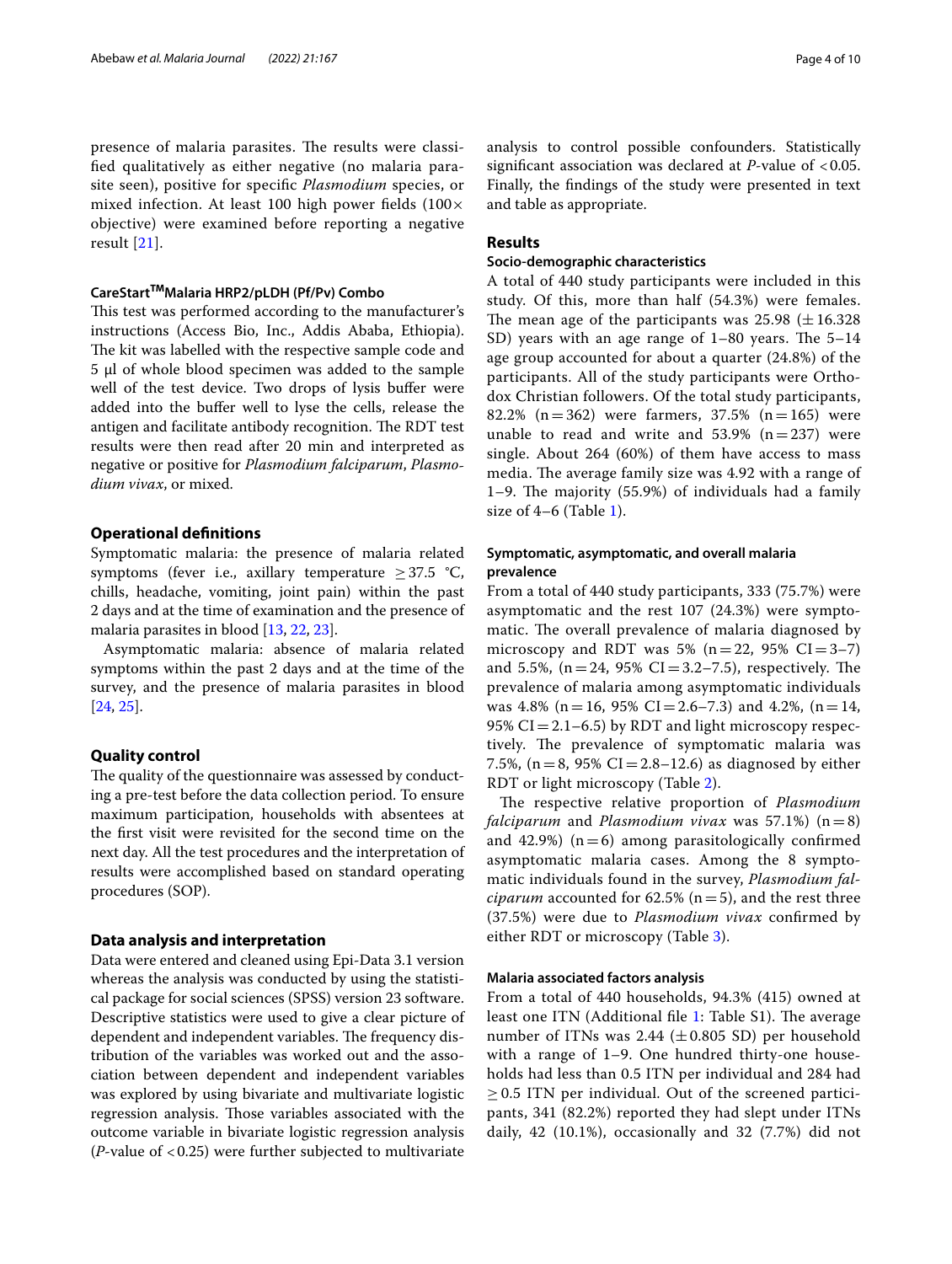presence of malaria parasites. The results were classified qualitatively as either negative (no malaria parasite seen), positive for specific *Plasmodium* species, or mixed infection. At least 100 high power fields (100× objective) were examined before reporting a negative result [21].

### CareStart[TM]Malaria HRP2/pLDH (Pf/Pv) Combo

This test was performed according to the manufacturer's instructions (Access Bio, Inc., Addis Ababa, Ethiopia). The kit was labelled with the respective sample code and 5 µl of whole blood specimen was added to the sample well of the test device. Two drops of lysis buffer were added into the buffer well to lyse the cells, release the antigen and facilitate antibody recognition. The RDT test results were then read after 20 min and interpreted as negative or positive for *Plasmodium falciparum*, *Plasmodium vivax*, or mixed.

## Operational definitions

Symptomatic malaria: the presence of malaria related symptoms (fever i.e., axillary temperature ≥37.5 °C, chills, headache, vomiting, joint pain) within the past 2 days and at the time of examination and the presence of malaria parasites in blood [13, 22, 23].

Asymptomatic malaria: absence of malaria related symptoms within the past 2 days and at the time of the survey, and the presence of malaria parasites in blood [24, 25].

## Quality control

The quality of the questionnaire was assessed by conducting a pre-test before the data collection period. To ensure maximum participation, households with absentees at the first visit were revisited for the second time on the next day. All the test procedures and the interpretation of results were accomplished based on standard operating procedures (SOP).

## Data analysis and interpretation

Data were entered and cleaned using Epi-Data 3.1 version whereas the analysis was conducted by using the statistical package for social sciences (SPSS) version 23 software. Descriptive statistics were used to give a clear picture of dependent and independent variables. The frequency distribution of the variables was worked out and the association between dependent and independent variables was explored by using bivariate and multivariate logistic regression analysis. Those variables associated with the outcome variable in bivariate logistic regression analysis (*P*-value of <0.25) were further subjected to multivariate analysis to control possible confounders. Statistically significant association was declared at *P*-value of <0.05. Finally, the findings of the study were presented in text and table as appropriate.

## Results

### Socio-demographic characteristics

A total of 440 study participants were included in this study. Of this, more than half (54.3%) were females. The mean age of the participants was 25.98 (±16.328 SD) years with an age range of 1–80 years. The 5–14 age group accounted for about a quarter (24.8%) of the participants. All of the study participants were Orthodox Christian followers. Of the total study participants, 82.2% (n=362) were farmers, 37.5% (n=165) were unable to read and write and 53.9% (n=237) were single. About 264 (60%) of them have access to mass media. The average family size was 4.92 with a range of 1–9. The majority (55.9%) of individuals had a family size of 4–6 (Table 1).

### Symptomatic, asymptomatic, and overall malaria prevalence

From a total of 440 study participants, 333 (75.7%) were asymptomatic and the rest 107 (24.3%) were symptomatic. The overall prevalence of malaria diagnosed by microscopy and RDT was 5% (n=22, 95% CI=3–7) and 5.5%, (n=24, 95% CI=3.2–7.5), respectively. The prevalence of malaria among asymptomatic individuals was 4.8% (n=16, 95% CI=2.6–7.3) and 4.2%, (n=14, 95% CI=2.1–6.5) by RDT and light microscopy respectively. The prevalence of symptomatic malaria was 7.5%, (n=8, 95% CI=2.8–12.6) as diagnosed by either RDT or light microscopy (Table 2).

The respective relative proportion of *Plasmodium falciparum* and *Plasmodium vivax* was 57.1%) (n=8) and 42.9%) (n=6) among parasitologically confirmed asymptomatic malaria cases. Among the 8 symptomatic individuals found in the survey, *Plasmodium falciparum* accounted for 62.5% (n=5), and the rest three (37.5%) were due to *Plasmodium vivax* confirmed by either RDT or microscopy (Table 3).

### Malaria associated factors analysis

From a total of 440 households, 94.3% (415) owned at least one ITN (Additional file 1: Table S1). The average number of ITNs was 2.44 (±0.805 SD) per household with a range of 1–9. One hundred thirty-one households had less than 0.5 ITN per individual and 284 had ≥0.5 ITN per individual. Out of the screened participants, 341 (82.2%) reported they had slept under ITNs daily, 42 (10.1%), occasionally and 32 (7.7%) did not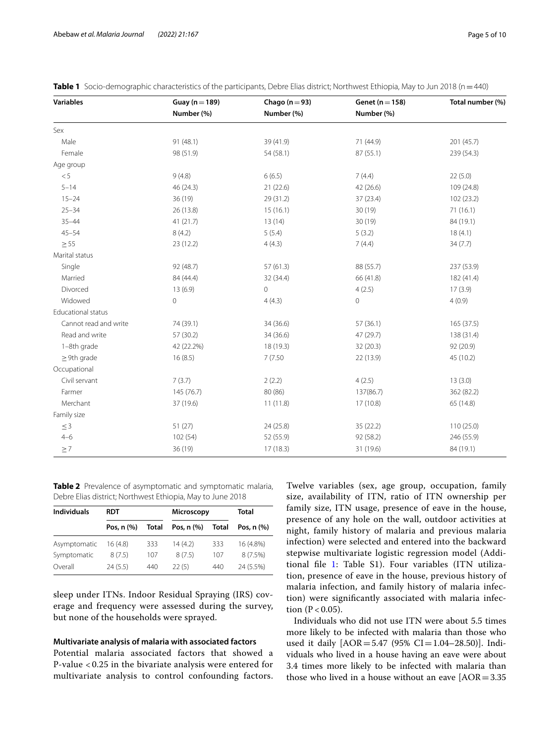**Table 1** Socio-demographic characteristics of the participants, Debre Elias district; Northwest Ethiopia, May to Jun 2018 (n = 440)

| Variables | Guay (n = 189) Number (%) | Chago (n = 93) Number (%) | Genet (n = 158) Number (%) | Total number (%) |
|---|---|---|---|---|
| Sex | | | | |
| Male | 91 (48.1) | 39 (41.9) | 71 (44.9) | 201 (45.7) |
| Female | 98 (51.9) | 54 (58.1) | 87 (55.1) | 239 (54.3) |
| Age group | | | | |
| < 5 | 9 (4.8) | 6 (6.5) | 7 (4.4) | 22 (5.0) |
| 5–14 | 46 (24.3) | 21 (22.6) | 42 (26.6) | 109 (24.8) |
| 15–24 | 36 (19) | 29 (31.2) | 37 (23.4) | 102 (23.2) |
| 25–34 | 26 (13.8) | 15 (16.1) | 30 (19) | 71 (16.1) |
| 35–44 | 41 (21.7) | 13 (14) | 30 (19) | 84 (19.1) |
| 45–54 | 8 (4.2) | 5 (5.4) | 5 (3.2) | 18 (4.1) |
| ≥ 55 | 23 (12.2) | 4 (4.3) | 7 (4.4) | 34 (7.7) |
| Marital status | | | | |
| Single | 92 (48.7) | 57 (61.3) | 88 (55.7) | 237 (53.9) |
| Married | 84 (44.4) | 32 (34.4) | 66 (41.8) | 182 (41.4) |
| Divorced | 13 (6.9) | 0 | 4 (2.5) | 17 (3.9) |
| Widowed | 0 | 4 (4.3) | 0 | 4 (0.9) |
| Educational status | | | | |
| Cannot read and write | 74 (39.1) | 34 (36.6) | 57 (36.1) | 165 (37.5) |
| Read and write | 57 (30.2) | 34 (36.6) | 47 (29.7) | 138 (31.4) |
| 1–8th grade | 42 (22.2%) | 18 (19.3) | 32 (20.3) | 92 (20.9) |
| ≥ 9th grade | 16 (8.5) | 7 (7.50 | 22 (13.9) | 45 (10.2) |
| Occupational | | | | |
| Civil servant | 7 (3.7) | 2 (2.2) | 4 (2.5) | 13 (3.0) |
| Farmer | 145 (76.7) | 80 (86) | 137(86.7) | 362 (82.2) |
| Merchant | 37 (19.6) | 11 (11.8) | 17 (10.8) | 65 (14.8) |
| Family size | | | | |
| ≤ 3 | 51 (27) | 24 (25.8) | 35 (22.2) | 110 (25.0) |
| 4–6 | 102 (54) | 52 (55.9) | 92 (58.2) | 246 (55.9) |
| ≥ 7 | 36 (19) | 17 (18.3) | 31 (19.6) | 84 (19.1) |

**Table 2** Prevalence of asymptomatic and symptomatic malaria, Debre Elias district; Northwest Ethiopia, May to June 2018

| Individuals | RDT | | Microscopy | | Total |
|---|---|---|---|---|---|
| | Pos, n (%) | Total | Pos, n (%) | Total | Pos, n (%) |
| Asymptomatic | 16 (4.8) | 333 | 14 (4.2) | 333 | 16 (4.8%) |
| Symptomatic | 8 (7.5) | 107 | 8 (7.5) | 107 | 8 (7.5%) |
| Overall | 24 (5.5) | 440 | 22 (5) | 440 | 24 (5.5%) |

sleep under ITNs. Indoor Residual Spraying (IRS) coverage and frequency were assessed during the survey, but none of the households were sprayed.

### Multivariate analysis of malaria with associated factors

Potential malaria associated factors that showed a P-value < 0.25 in the bivariate analysis were entered for multivariate analysis to control confounding factors. Twelve variables (sex, age group, occupation, family size, availability of ITN, ratio of ITN ownership per family size, ITN usage, presence of eave in the house, presence of any hole on the wall, outdoor activities at night, family history of malaria and previous malaria infection) were selected and entered into the backward stepwise multivariate logistic regression model (Additional file 1: Table S1). Four variables (ITN utilization, presence of eave in the house, previous history of malaria infection, and family history of malaria infection) were significantly associated with malaria infection ($P < 0.05$).

Individuals who did not use ITN were about 5.5 times more likely to be infected with malaria than those who used it daily [AOR = 5.47 (95% CI = 1.04–28.50)]. Individuals who lived in a house having an eave were about 3.4 times more likely to be infected with malaria than those who lived in a house without an eave [AOR = 3.35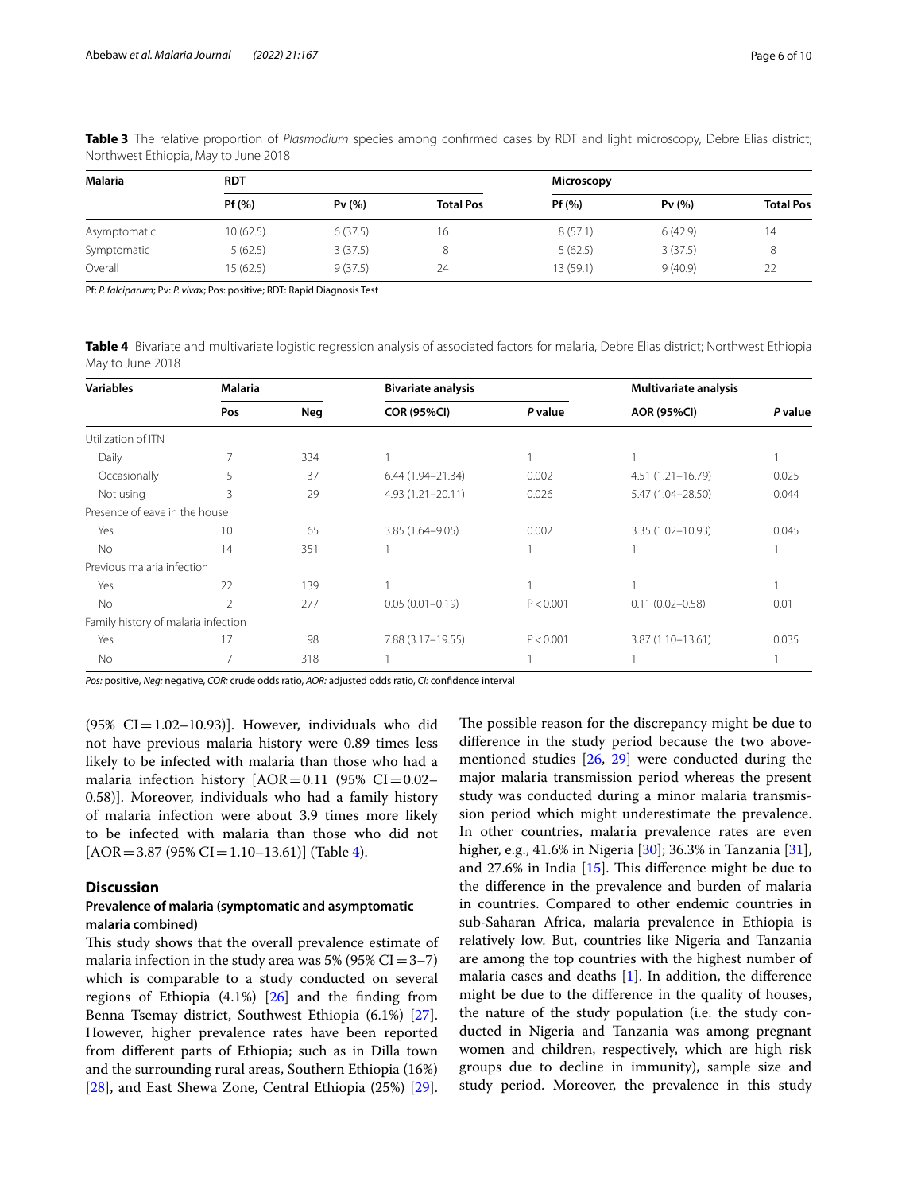**Table 3** The relative proportion of *Plasmodium* species among confirmed cases by RDT and light microscopy, Debre Elias district; Northwest Ethiopia, May to June 2018

| Malaria | RDT | | | Microscopy | | |
|---|---|---|---|---|---|---|
| | Pf (%) | Pv (%) | Total Pos | Pf (%) | Pv (%) | Total Pos |
| Asymptomatic | 10 (62.5) | 6 (37.5) | 16 | 8 (57.1) | 6 (42.9) | 14 |
| Symptomatic | 5 (62.5) | 3 (37.5) | 8 | 5 (62.5) | 3 (37.5) | 8 |
| Overall | 15 (62.5) | 9 (37.5) | 24 | 13 (59.1) | 9 (40.9) | 22 |

Pf: *P. falciparum*; Pv: *P. vivax*; Pos: positive; RDT: Rapid Diagnosis Test

**Table 4** Bivariate and multivariate logistic regression analysis of associated factors for malaria, Debre Elias district; Northwest Ethiopia May to June 2018

| Variables | Malaria | | Bivariate analysis | | Multivariate analysis | |
|---|---|---|---|---|---|---|
| | Pos | Neg | COR (95%CI) | *P* value | AOR (95%CI) | *P* value |
| Utilization of ITN | | | | | | |
| Daily | 7 | 334 | 1 | 1 | 1 | 1 |
| Occasionally | 5 | 37 | 6.44 (1.94–21.34) | 0.002 | 4.51 (1.21–16.79) | 0.025 |
| Not using | 3 | 29 | 4.93 (1.21–20.11) | 0.026 | 5.47 (1.04–28.50) | 0.044 |
| Presence of eave in the house | | | | | | |
| Yes | 10 | 65 | 3.85 (1.64–9.05) | 0.002 | 3.35 (1.02–10.93) | 0.045 |
| No | 14 | 351 | 1 | 1 | 1 | 1 |
| Previous malaria infection | | | | | | |
| Yes | 22 | 139 | 1 | 1 | 1 | 1 |
| No | 2 | 277 | 0.05 (0.01–0.19) | P < 0.001 | 0.11 (0.02–0.58) | 0.01 |
| Family history of malaria infection | | | | | | |
| Yes | 17 | 98 | 7.88 (3.17–19.55) | P < 0.001 | 3.87 (1.10–13.61) | 0.035 |
| No | 7 | 318 | 1 | 1 | 1 | 1 |

*Pos:* positive, *Neg:* negative, *COR:* crude odds ratio, *AOR:* adjusted odds ratio, *CI:* confidence interval

(95% CI = 1.02–10.93)]. However, individuals who did not have previous malaria history were 0.89 times less likely to be infected with malaria than those who had a malaria infection history [AOR = 0.11 (95% CI = 0.02–0.58)]. Moreover, individuals who had a family history of malaria infection were about 3.9 times more likely to be infected with malaria than those who did not [AOR = 3.87 (95% CI = 1.10–13.61)] (Table 4).

## Discussion

### Prevalence of malaria (symptomatic and asymptomatic malaria combined)

This study shows that the overall prevalence estimate of malaria infection in the study area was 5% (95% CI = 3–7) which is comparable to a study conducted on several regions of Ethiopia (4.1%) [26] and the finding from Benna Tsemay district, Southwest Ethiopia (6.1%) [27]. However, higher prevalence rates have been reported from different parts of Ethiopia; such as in Dilla town and the surrounding rural areas, Southern Ethiopia (16%) [28], and East Shewa Zone, Central Ethiopia (25%) [29]. The possible reason for the discrepancy might be due to difference in the study period because the two above-mentioned studies [26, 29] were conducted during the major malaria transmission period whereas the present study was conducted during a minor malaria transmission period which might underestimate the prevalence. In other countries, malaria prevalence rates are even higher, e.g., 41.6% in Nigeria [30]; 36.3% in Tanzania [31], and 27.6% in India [15]. This difference might be due to the difference in the prevalence and burden of malaria in countries. Compared to other endemic countries in sub-Saharan Africa, malaria prevalence in Ethiopia is relatively low. But, countries like Nigeria and Tanzania are among the top countries with the highest number of malaria cases and deaths [1]. In addition, the difference might be due to the difference in the quality of houses, the nature of the study population (i.e. the study conducted in Nigeria and Tanzania was among pregnant women and children, respectively, which are high risk groups due to decline in immunity), sample size and study period. Moreover, the prevalence in this study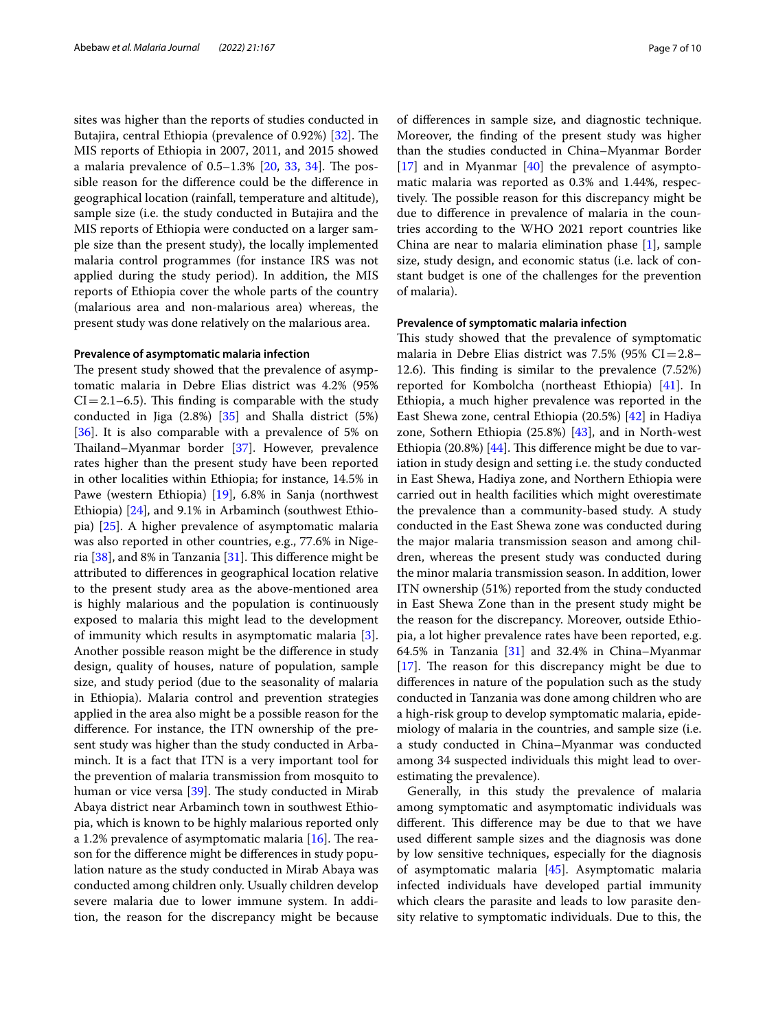sites was higher than the reports of studies conducted in Butajira, central Ethiopia (prevalence of 0.92%) [32]. The MIS reports of Ethiopia in 2007, 2011, and 2015 showed a malaria prevalence of 0.5–1.3% [20, 33, 34]. The possible reason for the difference could be the difference in geographical location (rainfall, temperature and altitude), sample size (i.e. the study conducted in Butajira and the MIS reports of Ethiopia were conducted on a larger sample size than the present study), the locally implemented malaria control programmes (for instance IRS was not applied during the study period). In addition, the MIS reports of Ethiopia cover the whole parts of the country (malarious area and non-malarious area) whereas, the present study was done relatively on the malarious area.

#### Prevalence of asymptomatic malaria infection

The present study showed that the prevalence of asymptomatic malaria in Debre Elias district was 4.2% (95% CI = 2.1–6.5). This finding is comparable with the study conducted in Jiga (2.8%) [35] and Shalla district (5%) [36]. It is also comparable with a prevalence of 5% on Thailand–Myanmar border [37]. However, prevalence rates higher than the present study have been reported in other localities within Ethiopia; for instance, 14.5% in Pawe (western Ethiopia) [19], 6.8% in Sanja (northwest Ethiopia) [24], and 9.1% in Arbaminch (southwest Ethiopia) [25]. A higher prevalence of asymptomatic malaria was also reported in other countries, e.g., 77.6% in Nigeria [38], and 8% in Tanzania [31]. This difference might be attributed to differences in geographical location relative to the present study area as the above-mentioned area is highly malarious and the population is continuously exposed to malaria this might lead to the development of immunity which results in asymptomatic malaria [3]. Another possible reason might be the difference in study design, quality of houses, nature of population, sample size, and study period (due to the seasonality of malaria in Ethiopia). Malaria control and prevention strategies applied in the area also might be a possible reason for the difference. For instance, the ITN ownership of the present study was higher than the study conducted in Arbaminch. It is a fact that ITN is a very important tool for the prevention of malaria transmission from mosquito to human or vice versa [39]. The study conducted in Mirab Abaya district near Arbaminch town in southwest Ethiopia, which is known to be highly malarious reported only a 1.2% prevalence of asymptomatic malaria [16]. The reason for the difference might be differences in study population nature as the study conducted in Mirab Abaya was conducted among children only. Usually children develop severe malaria due to lower immune system. In addition, the reason for the discrepancy might be because of differences in sample size, and diagnostic technique. Moreover, the finding of the present study was higher than the studies conducted in China–Myanmar Border [17] and in Myanmar [40] the prevalence of asymptomatic malaria was reported as 0.3% and 1.44%, respectively. The possible reason for this discrepancy might be due to difference in prevalence of malaria in the countries according to the WHO 2021 report countries like China are near to malaria elimination phase [1], sample size, study design, and economic status (i.e. lack of constant budget is one of the challenges for the prevention of malaria).

#### Prevalence of symptomatic malaria infection

This study showed that the prevalence of symptomatic malaria in Debre Elias district was 7.5% (95% CI = 2.8–12.6). This finding is similar to the prevalence (7.52%) reported for Kombolcha (northeast Ethiopia) [41]. In Ethiopia, a much higher prevalence was reported in the East Shewa zone, central Ethiopia (20.5%) [42] in Hadiya zone, Sothern Ethiopia (25.8%) [43], and in North-west Ethiopia (20.8%) [44]. This difference might be due to variation in study design and setting i.e. the study conducted in East Shewa, Hadiya zone, and Northern Ethiopia were carried out in health facilities which might overestimate the prevalence than a community-based study. A study conducted in the East Shewa zone was conducted during the major malaria transmission season and among children, whereas the present study was conducted during the minor malaria transmission season. In addition, lower ITN ownership (51%) reported from the study conducted in East Shewa Zone than in the present study might be the reason for the discrepancy. Moreover, outside Ethiopia, a lot higher prevalence rates have been reported, e.g. 64.5% in Tanzania [31] and 32.4% in China–Myanmar [17]. The reason for this discrepancy might be due to differences in nature of the population such as the study conducted in Tanzania was done among children who are a high-risk group to develop symptomatic malaria, epidemiology of malaria in the countries, and sample size (i.e. a study conducted in China–Myanmar was conducted among 34 suspected individuals this might lead to overestimating the prevalence).

Generally, in this study the prevalence of malaria among symptomatic and asymptomatic individuals was different. This difference may be due to that we have used different sample sizes and the diagnosis was done by low sensitive techniques, especially for the diagnosis of asymptomatic malaria [45]. Asymptomatic malaria infected individuals have developed partial immunity which clears the parasite and leads to low parasite density relative to symptomatic individuals. Due to this, the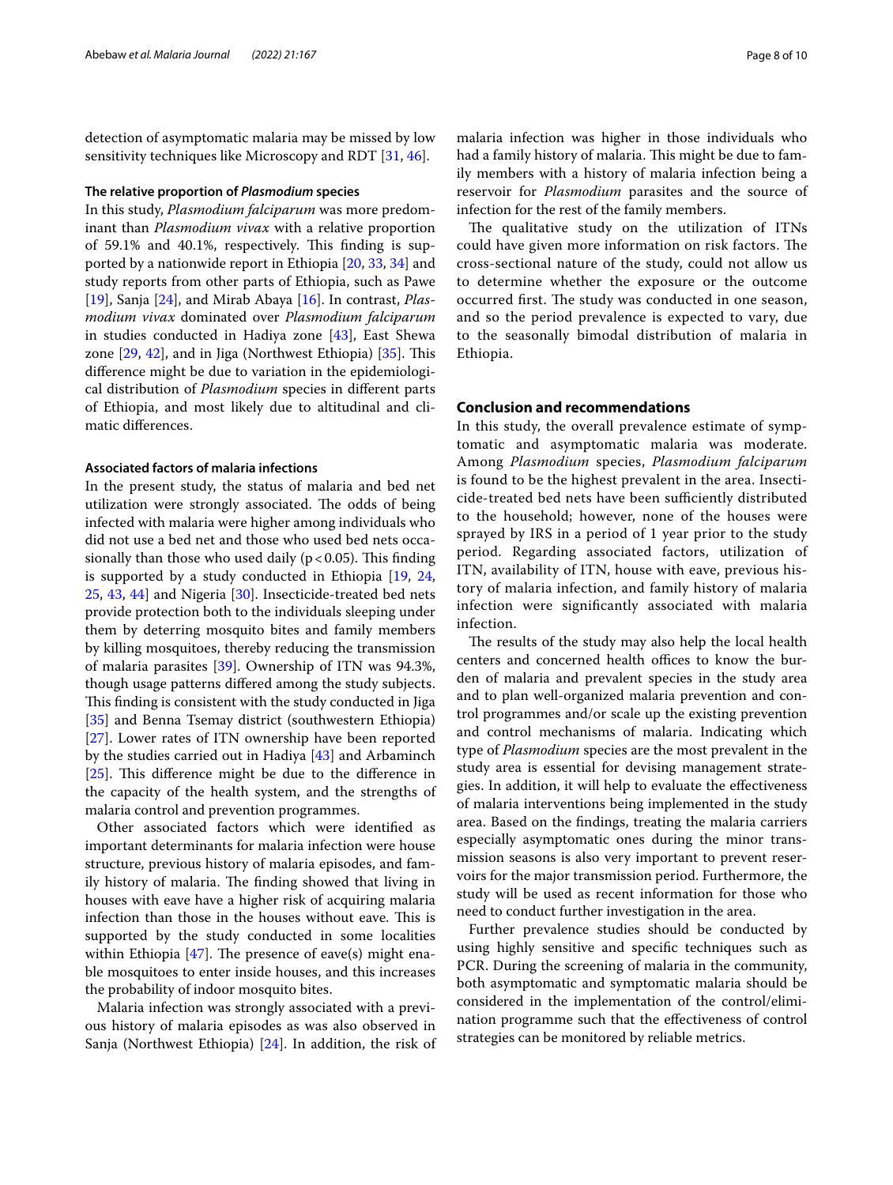detection of asymptomatic malaria may be missed by low sensitivity techniques like Microscopy and RDT [31, 46].

### The relative proportion of *Plasmodium* species

In this study, *Plasmodium falciparum* was more predominant than *Plasmodium vivax* with a relative proportion of 59.1% and 40.1%, respectively. This finding is supported by a nationwide report in Ethiopia [20, 33, 34] and study reports from other parts of Ethiopia, such as Pawe [19], Sanja [24], and Mirab Abaya [16]. In contrast, *Plasmodium vivax* dominated over *Plasmodium falciparum* in studies conducted in Hadiya zone [43], East Shewa zone [29, 42], and in Jiga (Northwest Ethiopia) [35]. This difference might be due to variation in the epidemiological distribution of *Plasmodium* species in different parts of Ethiopia, and most likely due to altitudinal and climatic differences.

### Associated factors of malaria infections

In the present study, the status of malaria and bed net utilization were strongly associated. The odds of being infected with malaria were higher among individuals who did not use a bed net and those who used bed nets occasionally than those who used daily ($p < 0.05$). This finding is supported by a study conducted in Ethiopia [19, 24, 25, 43, 44] and Nigeria [30]. Insecticide-treated bed nets provide protection both to the individuals sleeping under them by deterring mosquito bites and family members by killing mosquitoes, thereby reducing the transmission of malaria parasites [39]. Ownership of ITN was 94.3%, though usage patterns differed among the study subjects. This finding is consistent with the study conducted in Jiga [35] and Benna Tsemay district (southwestern Ethiopia) [27]. Lower rates of ITN ownership have been reported by the studies carried out in Hadiya [43] and Arbaminch [25]. This difference might be due to the difference in the capacity of the health system, and the strengths of malaria control and prevention programmes.

Other associated factors which were identified as important determinants for malaria infection were house structure, previous history of malaria episodes, and family history of malaria. The finding showed that living in houses with eave have a higher risk of acquiring malaria infection than those in the houses without eave. This is supported by the study conducted in some localities within Ethiopia [47]. The presence of eave(s) might enable mosquitoes to enter inside houses, and this increases the probability of indoor mosquito bites.

Malaria infection was strongly associated with a previous history of malaria episodes as was also observed in Sanja (Northwest Ethiopia) [24]. In addition, the risk of malaria infection was higher in those individuals who had a family history of malaria. This might be due to family members with a history of malaria infection being a reservoir for *Plasmodium* parasites and the source of infection for the rest of the family members.

The qualitative study on the utilization of ITNs could have given more information on risk factors. The cross-sectional nature of the study, could not allow us to determine whether the exposure or the outcome occurred first. The study was conducted in one season, and so the period prevalence is expected to vary, due to the seasonally bimodal distribution of malaria in Ethiopia.

## Conclusion and recommendations

In this study, the overall prevalence estimate of symptomatic and asymptomatic malaria was moderate. Among *Plasmodium* species, *Plasmodium falciparum* is found to be the highest prevalent in the area. Insecticide-treated bed nets have been sufficiently distributed to the household; however, none of the houses were sprayed by IRS in a period of 1 year prior to the study period. Regarding associated factors, utilization of ITN, availability of ITN, house with eave, previous history of malaria infection, and family history of malaria infection were significantly associated with malaria infection.

The results of the study may also help the local health centers and concerned health offices to know the burden of malaria and prevalent species in the study area and to plan well-organized malaria prevention and control programmes and/or scale up the existing prevention and control mechanisms of malaria. Indicating which type of *Plasmodium* species are the most prevalent in the study area is essential for devising management strategies. In addition, it will help to evaluate the effectiveness of malaria interventions being implemented in the study area. Based on the findings, treating the malaria carriers especially asymptomatic ones during the minor transmission seasons is also very important to prevent reservoirs for the major transmission period. Furthermore, the study will be used as recent information for those who need to conduct further investigation in the area.

Further prevalence studies should be conducted by using highly sensitive and specific techniques such as PCR. During the screening of malaria in the community, both asymptomatic and symptomatic malaria should be considered in the implementation of the control/elimination programme such that the effectiveness of control strategies can be monitored by reliable metrics.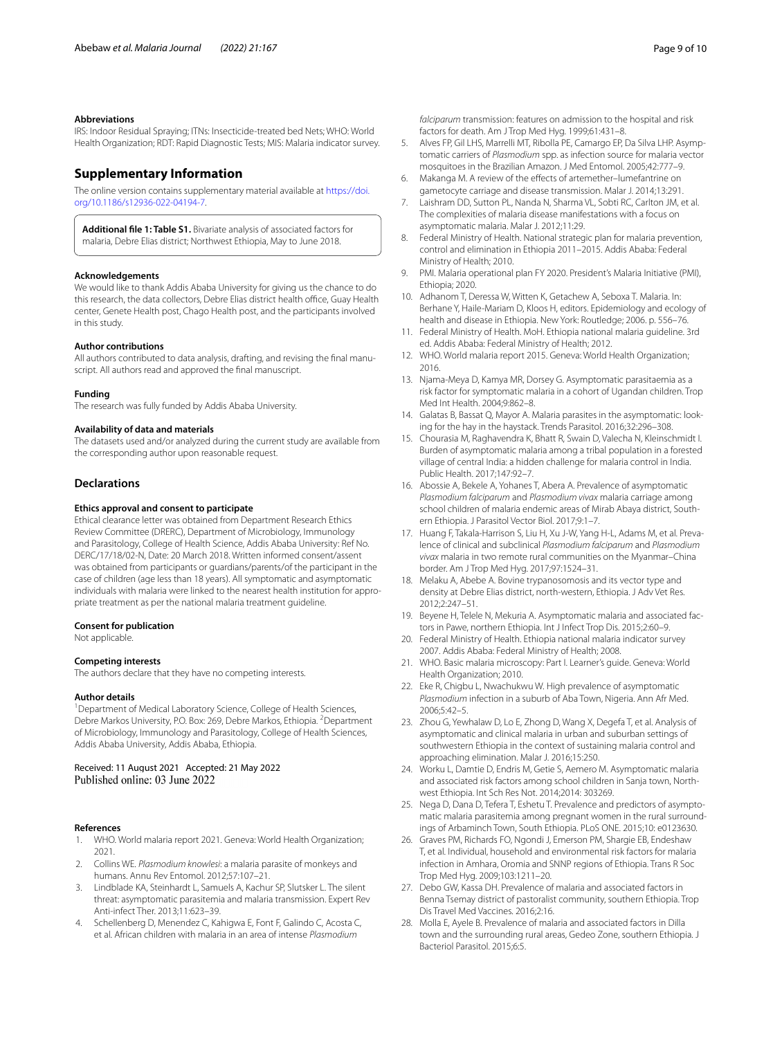#### Abbreviations

IRS: Indoor Residual Spraying; ITNs: Insecticide-treated bed Nets; WHO: World Health Organization; RDT: Rapid Diagnostic Tests; MIS: Malaria indicator survey.

## Supplementary Information

The online version contains supplementary material available at https://doi.org/10.1186/s12936-022-04194-7.

> **Additional file 1: Table S1.** Bivariate analysis of associated factors for malaria, Debre Elias district; Northwest Ethiopia, May to June 2018.

#### Acknowledgements

We would like to thank Addis Ababa University for giving us the chance to do this research, the data collectors, Debre Elias district health office, Guay Health center, Genete Health post, Chago Health post, and the participants involved in this study.

#### Author contributions

All authors contributed to data analysis, drafting, and revising the final manuscript. All authors read and approved the final manuscript.

#### Funding

The research was fully funded by Addis Ababa University.

#### Availability of data and materials

The datasets used and/or analyzed during the current study are available from the corresponding author upon reasonable request.

## Declarations

#### Ethics approval and consent to participate

Ethical clearance letter was obtained from Department Research Ethics Review Committee (DRERC), Department of Microbiology, Immunology and Parasitology, College of Health Science, Addis Ababa University: Ref No. DERC/17/18/02-N, Date: 20 March 2018. Written informed consent/assent was obtained from participants or guardians/parents/of the participant in the case of children (age less than 18 years). All symptomatic and asymptomatic individuals with malaria were linked to the nearest health institution for appropriate treatment as per the national malaria treatment guideline.

#### Consent for publication

Not applicable.

#### Competing interests

The authors declare that they have no competing interests.

#### Author details

[1]Department of Medical Laboratory Science, College of Health Sciences, Debre Markos University, P.O. Box: 269, Debre Markos, Ethiopia. [2]Department of Microbiology, Immunology and Parasitology, College of Health Sciences, Addis Ababa University, Addis Ababa, Ethiopia.

Received: 11 August 2021 Accepted: 21 May 2022
Published online: 03 June 2022

#### References

1. WHO. World malaria report 2021. Geneva: World Health Organization; 2021.
2. Collins WE. *Plasmodium knowlesi*: a malaria parasite of monkeys and humans. Annu Rev Entomol. 2012;57:107–21.
3. Lindblade KA, Steinhardt L, Samuels A, Kachur SP, Slutsker L. The silent threat: asymptomatic parasitemia and malaria transmission. Expert Rev Anti-infect Ther. 2013;11:623–39.
4. Schellenberg D, Menendez C, Kahigwa E, Font F, Galindo C, Acosta C, et al. African children with malaria in an area of intense *Plasmodium falciparum* transmission: features on admission to the hospital and risk factors for death. Am J Trop Med Hyg. 1999;61:431–8.
5. Alves FP, Gil LHS, Marrelli MT, Ribolla PE, Camargo EP, Da Silva LHP. Asymptomatic carriers of *Plasmodium* spp. as infection source for malaria vector mosquitoes in the Brazilian Amazon. J Med Entomol. 2005;42:777–9.
6. Makanga M. A review of the effects of artemether–lumefantrine on gametocyte carriage and disease transmission. Malar J. 2014;13:291.
7. Laishram DD, Sutton PL, Nanda N, Sharma VL, Sobti RC, Carlton JM, et al. The complexities of malaria disease manifestations with a focus on asymptomatic malaria. Malar J. 2012;11:29.
8. Federal Ministry of Health. National strategic plan for malaria prevention, control and elimination in Ethiopia 2011–2015. Addis Ababa: Federal Ministry of Health; 2010.
9. PMI. Malaria operational plan FY 2020. President's Malaria Initiative (PMI), Ethiopia; 2020.
10. Adhanom T, Deressa W, Witten K, Getachew A, Seboxa T. Malaria. In: Berhane Y, Haile-Mariam D, Kloos H, editors. Epidemiology and ecology of health and disease in Ethiopia. New York: Routledge; 2006. p. 556–76.
11. Federal Ministry of Health. MoH. Ethiopia national malaria guideline. 3rd ed. Addis Ababa: Federal Ministry of Health; 2012.
12. WHO. World malaria report 2015. Geneva: World Health Organization; 2016.
13. Njama-Meya D, Kamya MR, Dorsey G. Asymptomatic parasitaemia as a risk factor for symptomatic malaria in a cohort of Ugandan children. Trop Med Int Health. 2004;9:862–8.
14. Galatas B, Bassat Q, Mayor A. Malaria parasites in the asymptomatic: looking for the hay in the haystack. Trends Parasitol. 2016;32:296–308.
15. Chourasia M, Raghavendra K, Bhatt R, Swain D, Valecha N, Kleinschmidt I. Burden of asymptomatic malaria among a tribal population in a forested village of central India: a hidden challenge for malaria control in India. Public Health. 2017;147:92–7.
16. Abossie A, Bekele A, Yohanes T, Abera A. Prevalence of asymptomatic *Plasmodium falciparum* and *Plasmodium vivax* malaria carriage among school children of malaria endemic areas of Mirab Abaya district, Southern Ethiopia. J Parasitol Vector Biol. 2017;9:1–7.
17. Huang F, Takala-Harrison S, Liu H, Xu J-W, Yang H-L, Adams M, et al. Prevalence of clinical and subclinical *Plasmodium falciparum* and *Plasmodium vivax* malaria in two remote rural communities on the Myanmar–China border. Am J Trop Med Hyg. 2017;97:1524–31.
18. Melaku A, Abebe A. Bovine trypanosomosis and its vector type and density at Debre Elias district, north-western, Ethiopia. J Adv Vet Res. 2012;2:247–51.
19. Beyene H, Telele N, Mekuria A. Asymptomatic malaria and associated factors in Pawe, northern Ethiopia. Int J Infect Trop Dis. 2015;2:60–9.
20. Federal Ministry of Health. Ethiopia national malaria indicator survey 2007. Addis Ababa: Federal Ministry of Health; 2008.
21. WHO. Basic malaria microscopy: Part I. Learner's guide. Geneva: World Health Organization; 2010.
22. Eke R, Chigbu L, Nwachukwu W. High prevalence of asymptomatic *Plasmodium* infection in a suburb of Aba Town, Nigeria. Ann Afr Med. 2006;5:42–5.
23. Zhou G, Yewhalaw D, Lo E, Zhong D, Wang X, Degefa T, et al. Analysis of asymptomatic and clinical malaria in urban and suburban settings of southwestern Ethiopia in the context of sustaining malaria control and approaching elimination. Malar J. 2016;15:250.
24. Worku L, Damtie D, Endris M, Getie S, Aemero M. Asymptomatic malaria and associated risk factors among school children in Sanja town, Northwest Ethiopia. Int Sch Res Not. 2014;2014: 303269.
25. Nega D, Dana D, Tefera T, Eshetu T. Prevalence and predictors of asymptomatic malaria parasitemia among pregnant women in the rural surroundings of Arbaminch Town, South Ethiopia. PLoS ONE. 2015;10: e0123630.
26. Graves PM, Richards FO, Ngondi J, Emerson PM, Shargie EB, Endeshaw T, et al. Individual, household and environmental risk factors for malaria infection in Amhara, Oromia and SNNP regions of Ethiopia. Trans R Soc Trop Med Hyg. 2009;103:1211–20.
27. Debo GW, Kassa DH. Prevalence of malaria and associated factors in Benna Tsemay district of pastoralist community, southern Ethiopia. Trop Dis Travel Med Vaccines. 2016;2:16.
28. Molla E, Ayele B. Prevalence of malaria and associated factors in Dilla town and the surrounding rural areas, Gedeo Zone, southern Ethiopia. J Bacteriol Parasitol. 2015;6:5.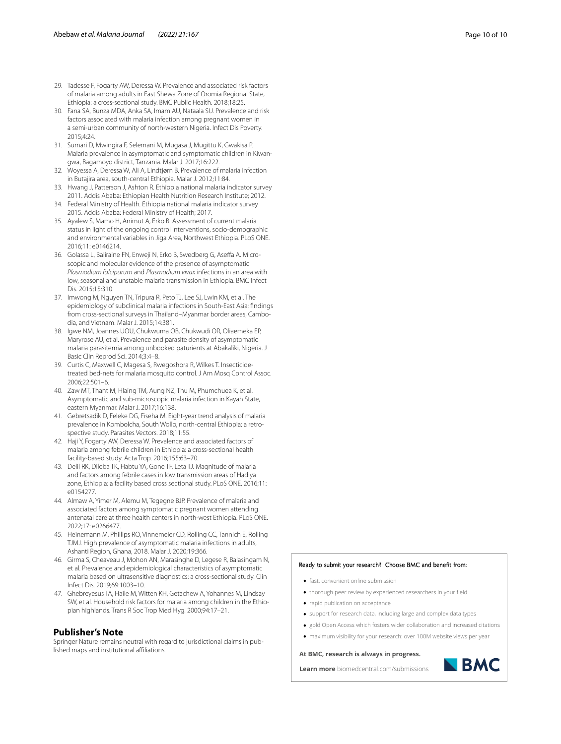29. Tadesse F, Fogarty AW, Deressa W. Prevalence and associated risk factors of malaria among adults in East Shewa Zone of Oromia Regional State, Ethiopia: a cross-sectional study. BMC Public Health. 2018;18:25.
30. Fana SA, Bunza MDA, Anka SA, Imam AU, Nataala SU. Prevalence and risk factors associated with malaria infection among pregnant women in a semi-urban community of north-western Nigeria. Infect Dis Poverty. 2015;4:24.
31. Sumari D, Mwingira F, Selemani M, Mugasa J, Mugittu K, Gwakisa P. Malaria prevalence in asymptomatic and symptomatic children in Kiwangwa, Bagamoyo district, Tanzania. Malar J. 2017;16:222.
32. Woyessa A, Deressa W, Ali A, Lindtjørn B. Prevalence of malaria infection in Butajira area, south-central Ethiopia. Malar J. 2012;11:84.
33. Hwang J, Patterson J, Ashton R. Ethiopia national malaria indicator survey 2011. Addis Ababa: Ethiopian Health Nutrition Research Institute; 2012.
34. Federal Ministry of Health. Ethiopia national malaria indicator survey 2015. Addis Ababa: Federal Ministry of Health; 2017.
35. Ayalew S, Mamo H, Animut A, Erko B. Assessment of current malaria status in light of the ongoing control interventions, socio-demographic and environmental variables in Jiga Area, Northwest Ethiopia. PLoS ONE. 2016;11: e0146214.
36. Golassa L, Baliraine FN, Enweji N, Erko B, Swedberg G, Aseffa A. Microscopic and molecular evidence of the presence of asymptomatic *Plasmodium falciparum* and *Plasmodium vivax* infections in an area with low, seasonal and unstable malaria transmission in Ethiopia. BMC Infect Dis. 2015;15:310.
37. Imwong M, Nguyen TN, Tripura R, Peto TJ, Lee SJ, Lwin KM, et al. The epidemiology of subclinical malaria infections in South-East Asia: findings from cross-sectional surveys in Thailand–Myanmar border areas, Cambodia, and Vietnam. Malar J. 2015;14:381.
38. Igwe NM, Joannes UOU, Chukwuma OB, Chukwudi OR, Oliaemeka EP, Maryrose AU, et al. Prevalence and parasite density of asymptomatic malaria parasitemia among unbooked paturients at Abakaliki, Nigeria. J Basic Clin Reprod Sci. 2014;3:4–8.
39. Curtis C, Maxwell C, Magesa S, Rwegoshora R, Wilkes T. Insecticide-treated bed-nets for malaria mosquito control. J Am Mosq Control Assoc. 2006;22:501–6.
40. Zaw MT, Thant M, Hlaing TM, Aung NZ, Thu M, Phumchuea K, et al. Asymptomatic and sub-microscopic malaria infection in Kayah State, eastern Myanmar. Malar J. 2017;16:138.
41. Gebretsadik D, Feleke DG, Fiseha M. Eight-year trend analysis of malaria prevalence in Kombolcha, South Wollo, north-central Ethiopia: a retrospective study. Parasites Vectors. 2018;11:55.
42. Haji Y, Fogarty AW, Deressa W. Prevalence and associated factors of malaria among febrile children in Ethiopia: a cross-sectional health facility-based study. Acta Trop. 2016;155:63–70.
43. Delil RK, Dileba TK, Habtu YA, Gone TF, Leta TJ. Magnitude of malaria and factors among febrile cases in low transmission areas of Hadiya zone, Ethiopia: a facility based cross sectional study. PLoS ONE. 2016;11: e0154277.
44. Almaw A, Yimer M, Alemu M, Tegegne BJP. Prevalence of malaria and associated factors among symptomatic pregnant women attending antenatal care at three health centers in north-west Ethiopia. PLoS ONE. 2022;17: e0266477.
45. Heinemann M, Phillips RO, Vinnemeier CD, Rolling CC, Tannich E, Rolling TJMJ. High prevalence of asymptomatic malaria infections in adults, Ashanti Region, Ghana, 2018. Malar J. 2020;19:366.
46. Girma S, Cheaveau J, Mohon AN, Marasinghe D, Legese R, Balasingam N, et al. Prevalence and epidemiological characteristics of asymptomatic malaria based on ultrasensitive diagnostics: a cross-sectional study. Clin Infect Dis. 2019;69:1003–10.
47. Ghebreyesus TA, Haile M, Witten KH, Getachew A, Yohannes M, Lindsay SW, et al. Household risk factors for malaria among children in the Ethiopian highlands. Trans R Soc Trop Med Hyg. 2000;94:17–21.

## Publisher's Note

Springer Nature remains neutral with regard to jurisdictional claims in published maps and institutional affiliations.

Ready to submit your research? Choose BMC and benefit from:

- fast, convenient online submission
- thorough peer review by experienced researchers in your field
- rapid publication on acceptance
- support for research data, including large and complex data types
- gold Open Access which fosters wider collaboration and increased citations
- maximum visibility for your research: over 100M website views per year

**At BMC, research is always in progress.**

**Learn more** biomedcentral.com/submissions

BMC